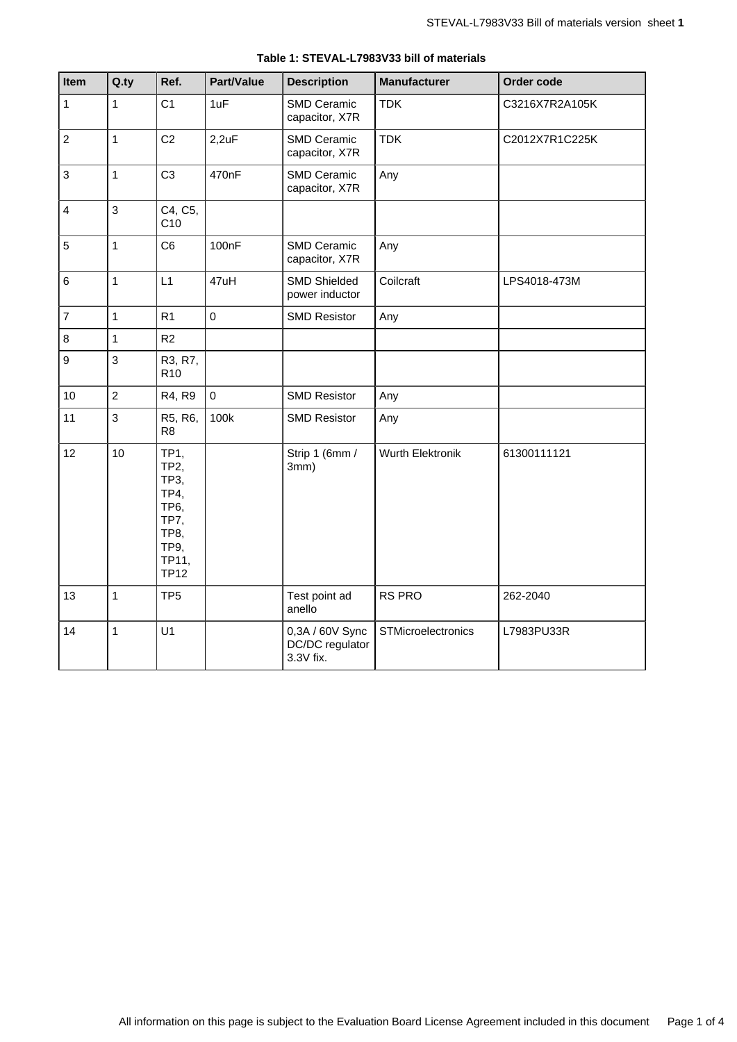**Table 1: STEVAL-L7983V33 bill of materials**

| Item | Q.ty | Ref. | Part/Value | Description | Manufacturer | Order code |
|---|---|---|---|---|---|---|
| 1 | 1 | C1 | 1uF | SMD Ceramic capacitor, X7R | TDK | C3216X7R2A105K |
| 2 | 1 | C2 | 2,2uF | SMD Ceramic capacitor, X7R | TDK | C2012X7R1C225K |
| 3 | 1 | C3 | 470nF | SMD Ceramic capacitor, X7R | Any | |
| 4 | 3 | C4, C5, C10 | | | | |
| 5 | 1 | C6 | 100nF | SMD Ceramic capacitor, X7R | Any | |
| 6 | 1 | L1 | 47uH | SMD Shielded power inductor | Coilcraft | LPS4018-473M |
| 7 | 1 | R1 | 0 | SMD Resistor | Any | |
| 8 | 1 | R2 | | | | |
| 9 | 3 | R3, R7, R10 | | | | |
| 10 | 2 | R4, R9 | 0 | SMD Resistor | Any | |
| 11 | 3 | R5, R6, R8 | 100k | SMD Resistor | Any | |
| 12 | 10 | TP1, TP2, TP3, TP4, TP6, TP7, TP8, TP9, TP11, TP12 | | Strip 1 (6mm / 3mm) | Wurth Elektronik | 61300111121 |
| 13 | 1 | TP5 | | Test point ad anello | RS PRO | 262-2040 |
| 14 | 1 | U1 | | 0,3A / 60V Sync DC/DC regulator 3.3V fix. | STMicroelectronics | L7983PU33R |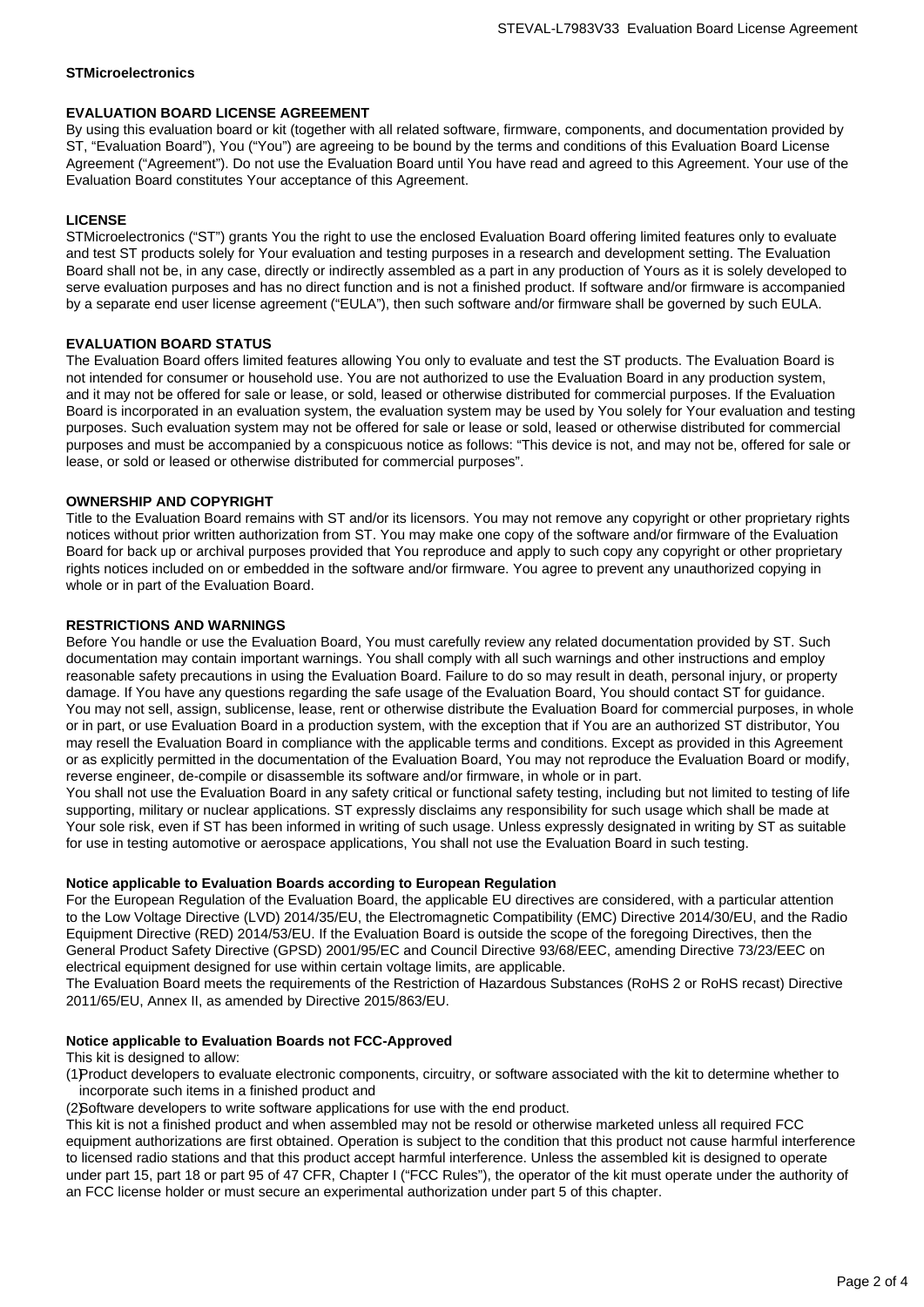**STMicroelectronics**

**EVALUATION BOARD LICENSE AGREEMENT**

By using this evaluation board or kit (together with all related software, firmware, components, and documentation provided by ST, “Evaluation Board”), You (“You”) are agreeing to be bound by the terms and conditions of this Evaluation Board License Agreement (“Agreement”). Do not use the Evaluation Board until You have read and agreed to this Agreement. Your use of the Evaluation Board constitutes Your acceptance of this Agreement.

**LICENSE**

STMicroelectronics (“ST”) grants You the right to use the enclosed Evaluation Board offering limited features only to evaluate and test ST products solely for Your evaluation and testing purposes in a research and development setting. The Evaluation Board shall not be, in any case, directly or indirectly assembled as a part in any production of Yours as it is solely developed to serve evaluation purposes and has no direct function and is not a finished product. If software and/or firmware is accompanied by a separate end user license agreement (“EULA”), then such software and/or firmware shall be governed by such EULA.

**EVALUATION BOARD STATUS**

The Evaluation Board offers limited features allowing You only to evaluate and test the ST products. The Evaluation Board is not intended for consumer or household use. You are not authorized to use the Evaluation Board in any production system, and it may not be offered for sale or lease, or sold, leased or otherwise distributed for commercial purposes. If the Evaluation Board is incorporated in an evaluation system, the evaluation system may be used by You solely for Your evaluation and testing purposes. Such evaluation system may not be offered for sale or lease or sold, leased or otherwise distributed for commercial purposes and must be accompanied by a conspicuous notice as follows: “This device is not, and may not be, offered for sale or lease, or sold or leased or otherwise distributed for commercial purposes”.

**OWNERSHIP AND COPYRIGHT**

Title to the Evaluation Board remains with ST and/or its licensors. You may not remove any copyright or other proprietary rights notices without prior written authorization from ST. You may make one copy of the software and/or firmware of the Evaluation Board for back up or archival purposes provided that You reproduce and apply to such copy any copyright or other proprietary rights notices included on or embedded in the software and/or firmware. You agree to prevent any unauthorized copying in whole or in part of the Evaluation Board.

**RESTRICTIONS AND WARNINGS**

Before You handle or use the Evaluation Board, You must carefully review any related documentation provided by ST. Such documentation may contain important warnings. You shall comply with all such warnings and other instructions and employ reasonable safety precautions in using the Evaluation Board. Failure to do so may result in death, personal injury, or property damage. If You have any questions regarding the safe usage of the Evaluation Board, You should contact ST for guidance. You may not sell, assign, sublicense, lease, rent or otherwise distribute the Evaluation Board for commercial purposes, in whole or in part, or use Evaluation Board in a production system, with the exception that if You are an authorized ST distributor, You may resell the Evaluation Board in compliance with the applicable terms and conditions. Except as provided in this Agreement or as explicitly permitted in the documentation of the Evaluation Board, You may not reproduce the Evaluation Board or modify, reverse engineer, de-compile or disassemble its software and/or firmware, in whole or in part.

You shall not use the Evaluation Board in any safety critical or functional safety testing, including but not limited to testing of life supporting, military or nuclear applications. ST expressly disclaims any responsibility for such usage which shall be made at Your sole risk, even if ST has been informed in writing of such usage. Unless expressly designated in writing by ST as suitable for use in testing automotive or aerospace applications, You shall not use the Evaluation Board in such testing.

**Notice applicable to Evaluation Boards according to European Regulation**

For the European Regulation of the Evaluation Board, the applicable EU directives are considered, with a particular attention to the Low Voltage Directive (LVD) 2014/35/EU, the Electromagnetic Compatibility (EMC) Directive 2014/30/EU, and the Radio Equipment Directive (RED) 2014/53/EU. If the Evaluation Board is outside the scope of the foregoing Directives, then the General Product Safety Directive (GPSD) 2001/95/EC and Council Directive 93/68/EEC, amending Directive 73/23/EEC on electrical equipment designed for use within certain voltage limits, are applicable.

The Evaluation Board meets the requirements of the Restriction of Hazardous Substances (RoHS 2 or RoHS recast) Directive 2011/65/EU, Annex II, as amended by Directive 2015/863/EU.

**Notice applicable to Evaluation Boards not FCC-Approved**

This kit is designed to allow:

(1) Product developers to evaluate electronic components, circuitry, or software associated with the kit to determine whether to incorporate such items in a finished product and

(2) Software developers to write software applications for use with the end product.

This kit is not a finished product and when assembled may not be resold or otherwise marketed unless all required FCC equipment authorizations are first obtained. Operation is subject to the condition that this product not cause harmful interference to licensed radio stations and that this product accept harmful interference. Unless the assembled kit is designed to operate under part 15, part 18 or part 95 of 47 CFR, Chapter I (“FCC Rules”), the operator of the kit must operate under the authority of an FCC license holder or must secure an experimental authorization under part 5 of this chapter.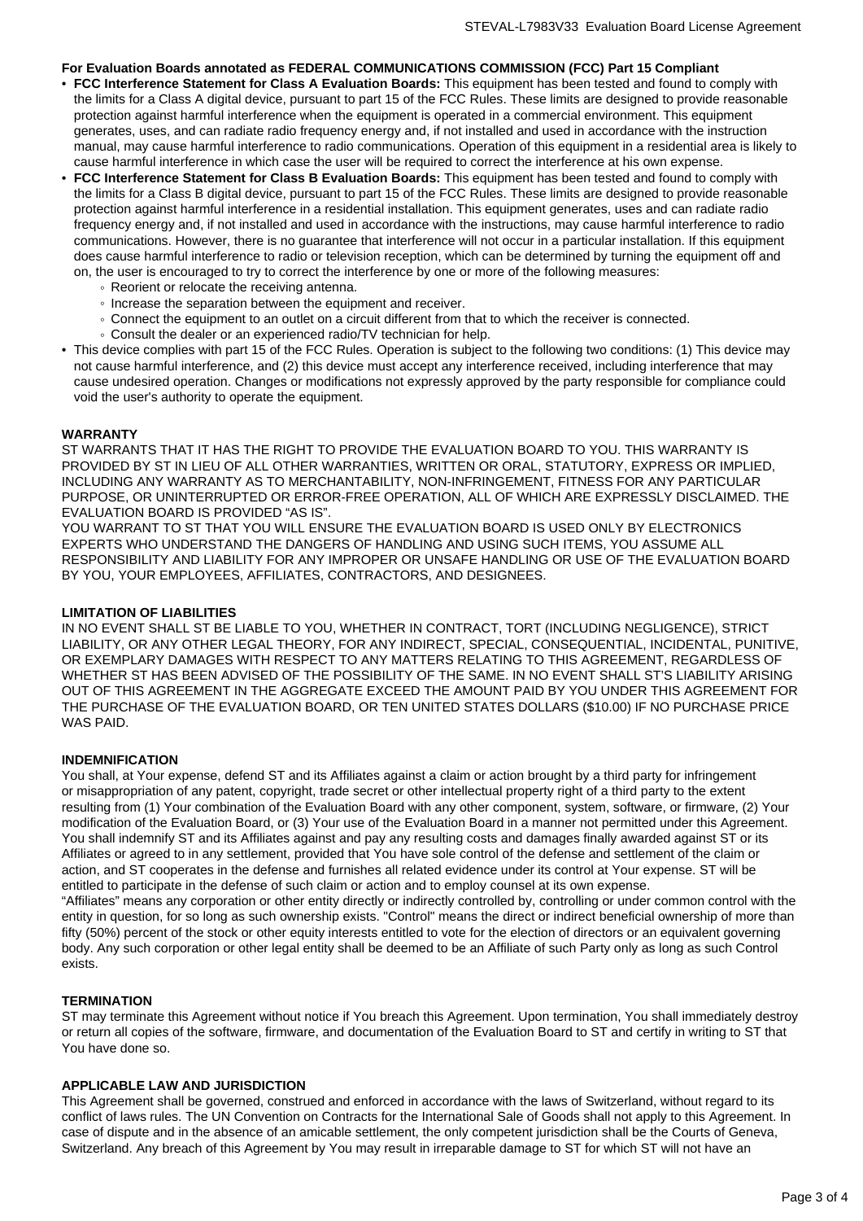**For Evaluation Boards annotated as FEDERAL COMMUNICATIONS COMMISSION (FCC) Part 15 Compliant**

- **FCC Interference Statement for Class A Evaluation Boards:** This equipment has been tested and found to comply with the limits for a Class A digital device, pursuant to part 15 of the FCC Rules. These limits are designed to provide reasonable protection against harmful interference when the equipment is operated in a commercial environment. This equipment generates, uses, and can radiate radio frequency energy and, if not installed and used in accordance with the instruction manual, may cause harmful interference to radio communications. Operation of this equipment in a residential area is likely to cause harmful interference in which case the user will be required to correct the interference at his own expense.
- **FCC Interference Statement for Class B Evaluation Boards:** This equipment has been tested and found to comply with the limits for a Class B digital device, pursuant to part 15 of the FCC Rules. These limits are designed to provide reasonable protection against harmful interference in a residential installation. This equipment generates, uses and can radiate radio frequency energy and, if not installed and used in accordance with the instructions, may cause harmful interference to radio communications. However, there is no guarantee that interference will not occur in a particular installation. If this equipment does cause harmful interference to radio or television reception, which can be determined by turning the equipment off and on, the user is encouraged to try to correct the interference by one or more of the following measures:
  - Reorient or relocate the receiving antenna.
  - Increase the separation between the equipment and receiver.
  - Connect the equipment to an outlet on a circuit different from that to which the receiver is connected.
  - Consult the dealer or an experienced radio/TV technician for help.
- This device complies with part 15 of the FCC Rules. Operation is subject to the following two conditions: (1) This device may not cause harmful interference, and (2) this device must accept any interference received, including interference that may cause undesired operation. Changes or modifications not expressly approved by the party responsible for compliance could void the user's authority to operate the equipment.

**WARRANTY**

ST WARRANTS THAT IT HAS THE RIGHT TO PROVIDE THE EVALUATION BOARD TO YOU. THIS WARRANTY IS PROVIDED BY ST IN LIEU OF ALL OTHER WARRANTIES, WRITTEN OR ORAL, STATUTORY, EXPRESS OR IMPLIED, INCLUDING ANY WARRANTY AS TO MERCHANTABILITY, NON-INFRINGEMENT, FITNESS FOR ANY PARTICULAR PURPOSE, OR UNINTERRUPTED OR ERROR-FREE OPERATION, ALL OF WHICH ARE EXPRESSLY DISCLAIMED. THE EVALUATION BOARD IS PROVIDED "AS IS".

YOU WARRANT TO ST THAT YOU WILL ENSURE THE EVALUATION BOARD IS USED ONLY BY ELECTRONICS EXPERTS WHO UNDERSTAND THE DANGERS OF HANDLING AND USING SUCH ITEMS, YOU ASSUME ALL RESPONSIBILITY AND LIABILITY FOR ANY IMPROPER OR UNSAFE HANDLING OR USE OF THE EVALUATION BOARD BY YOU, YOUR EMPLOYEES, AFFILIATES, CONTRACTORS, AND DESIGNEES.

**LIMITATION OF LIABILITIES**

IN NO EVENT SHALL ST BE LIABLE TO YOU, WHETHER IN CONTRACT, TORT (INCLUDING NEGLIGENCE), STRICT LIABILITY, OR ANY OTHER LEGAL THEORY, FOR ANY INDIRECT, SPECIAL, CONSEQUENTIAL, INCIDENTAL, PUNITIVE, OR EXEMPLARY DAMAGES WITH RESPECT TO ANY MATTERS RELATING TO THIS AGREEMENT, REGARDLESS OF WHETHER ST HAS BEEN ADVISED OF THE POSSIBILITY OF THE SAME. IN NO EVENT SHALL ST'S LIABILITY ARISING OUT OF THIS AGREEMENT IN THE AGGREGATE EXCEED THE AMOUNT PAID BY YOU UNDER THIS AGREEMENT FOR THE PURCHASE OF THE EVALUATION BOARD, OR TEN UNITED STATES DOLLARS ($10.00) IF NO PURCHASE PRICE WAS PAID.

**INDEMNIFICATION**

You shall, at Your expense, defend ST and its Affiliates against a claim or action brought by a third party for infringement or misappropriation of any patent, copyright, trade secret or other intellectual property right of a third party to the extent resulting from (1) Your combination of the Evaluation Board with any other component, system, software, or firmware, (2) Your modification of the Evaluation Board, or (3) Your use of the Evaluation Board in a manner not permitted under this Agreement. You shall indemnify ST and its Affiliates against and pay any resulting costs and damages finally awarded against ST or its Affiliates or agreed to in any settlement, provided that You have sole control of the defense and settlement of the claim or action, and ST cooperates in the defense and furnishes all related evidence under its control at Your expense. ST will be entitled to participate in the defense of such claim or action and to employ counsel at its own expense.

"Affiliates" means any corporation or other entity directly or indirectly controlled by, controlling or under common control with the entity in question, for so long as such ownership exists. "Control" means the direct or indirect beneficial ownership of more than fifty (50%) percent of the stock or other equity interests entitled to vote for the election of directors or an equivalent governing body. Any such corporation or other legal entity shall be deemed to be an Affiliate of such Party only as long as such Control exists.

**TERMINATION**

ST may terminate this Agreement without notice if You breach this Agreement. Upon termination, You shall immediately destroy or return all copies of the software, firmware, and documentation of the Evaluation Board to ST and certify in writing to ST that You have done so.

**APPLICABLE LAW AND JURISDICTION**

This Agreement shall be governed, construed and enforced in accordance with the laws of Switzerland, without regard to its conflict of laws rules. The UN Convention on Contracts for the International Sale of Goods shall not apply to this Agreement. In case of dispute and in the absence of an amicable settlement, the only competent jurisdiction shall be the Courts of Geneva, Switzerland. Any breach of this Agreement by You may result in irreparable damage to ST for which ST will not have an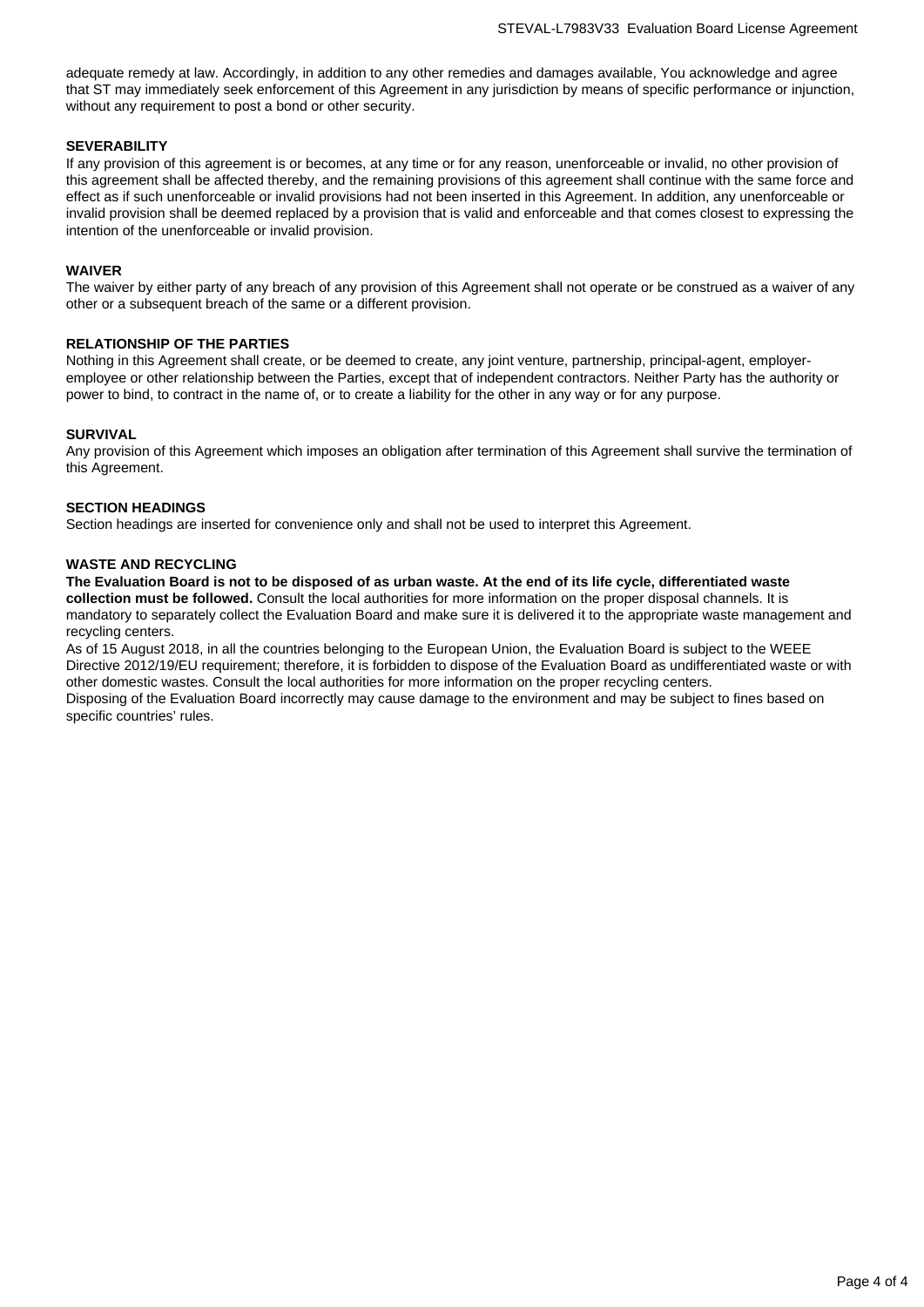adequate remedy at law. Accordingly, in addition to any other remedies and damages available, You acknowledge and agree that ST may immediately seek enforcement of this Agreement in any jurisdiction by means of specific performance or injunction, without any requirement to post a bond or other security.

**SEVERABILITY**

If any provision of this agreement is or becomes, at any time or for any reason, unenforceable or invalid, no other provision of this agreement shall be affected thereby, and the remaining provisions of this agreement shall continue with the same force and effect as if such unenforceable or invalid provisions had not been inserted in this Agreement. In addition, any unenforceable or invalid provision shall be deemed replaced by a provision that is valid and enforceable and that comes closest to expressing the intention of the unenforceable or invalid provision.

**WAIVER**

The waiver by either party of any breach of any provision of this Agreement shall not operate or be construed as a waiver of any other or a subsequent breach of the same or a different provision.

**RELATIONSHIP OF THE PARTIES**

Nothing in this Agreement shall create, or be deemed to create, any joint venture, partnership, principal-agent, employer-employee or other relationship between the Parties, except that of independent contractors. Neither Party has the authority or power to bind, to contract in the name of, or to create a liability for the other in any way or for any purpose.

**SURVIVAL**

Any provision of this Agreement which imposes an obligation after termination of this Agreement shall survive the termination of this Agreement.

**SECTION HEADINGS**

Section headings are inserted for convenience only and shall not be used to interpret this Agreement.

**WASTE AND RECYCLING**

**The Evaluation Board is not to be disposed of as urban waste. At the end of its life cycle, differentiated waste collection must be followed.** Consult the local authorities for more information on the proper disposal channels. It is mandatory to separately collect the Evaluation Board and make sure it is delivered it to the appropriate waste management and recycling centers.

As of 15 August 2018, in all the countries belonging to the European Union, the Evaluation Board is subject to the WEEE Directive 2012/19/EU requirement; therefore, it is forbidden to dispose of the Evaluation Board as undifferentiated waste or with other domestic wastes. Consult the local authorities for more information on the proper recycling centers.

Disposing of the Evaluation Board incorrectly may cause damage to the environment and may be subject to fines based on specific countries' rules.